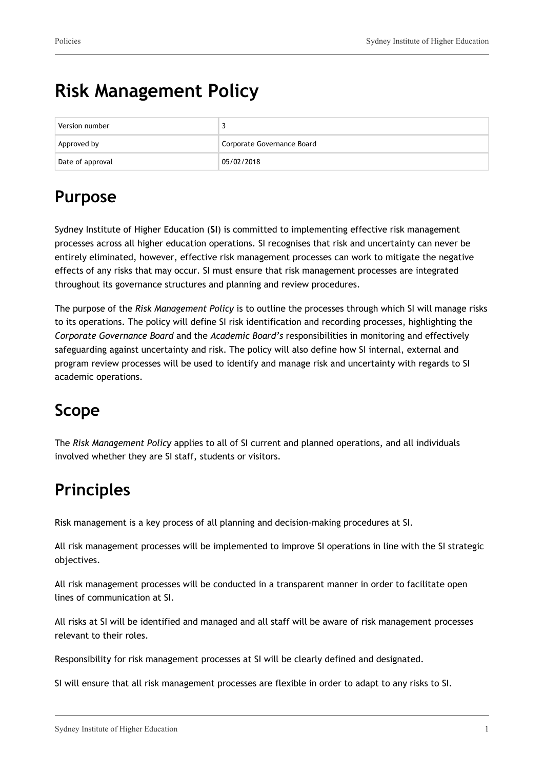# Risk Management Policy

| Version number | 3 |
|---|---|
| Approved by | Corporate Governance Board |
| Date of approval | 05/02/2018 |

## Purpose

Sydney Institute of Higher Education (**SI**) is committed to implementing effective risk management processes across all higher education operations. SI recognises that risk and uncertainty can never be entirely eliminated, however, effective risk management processes can work to mitigate the negative effects of any risks that may occur. SI must ensure that risk management processes are integrated throughout its governance structures and planning and review procedures.

The purpose of the *Risk Management Policy* is to outline the processes through which SI will manage risks to its operations. The policy will define SI risk identification and recording processes, highlighting the *Corporate Governance Board* and the *Academic Board's* responsibilities in monitoring and effectively safeguarding against uncertainty and risk. The policy will also define how SI internal, external and program review processes will be used to identify and manage risk and uncertainty with regards to SI academic operations.

## Scope

The *Risk Management Policy* applies to all of SI current and planned operations, and all individuals involved whether they are SI staff, students or visitors.

## Principles

Risk management is a key process of all planning and decision-making procedures at SI.

All risk management processes will be implemented to improve SI operations in line with the SI strategic objectives.

All risk management processes will be conducted in a transparent manner in order to facilitate open lines of communication at SI.

All risks at SI will be identified and managed and all staff will be aware of risk management processes relevant to their roles.

Responsibility for risk management processes at SI will be clearly defined and designated.

SI will ensure that all risk management processes are flexible in order to adapt to any risks to SI.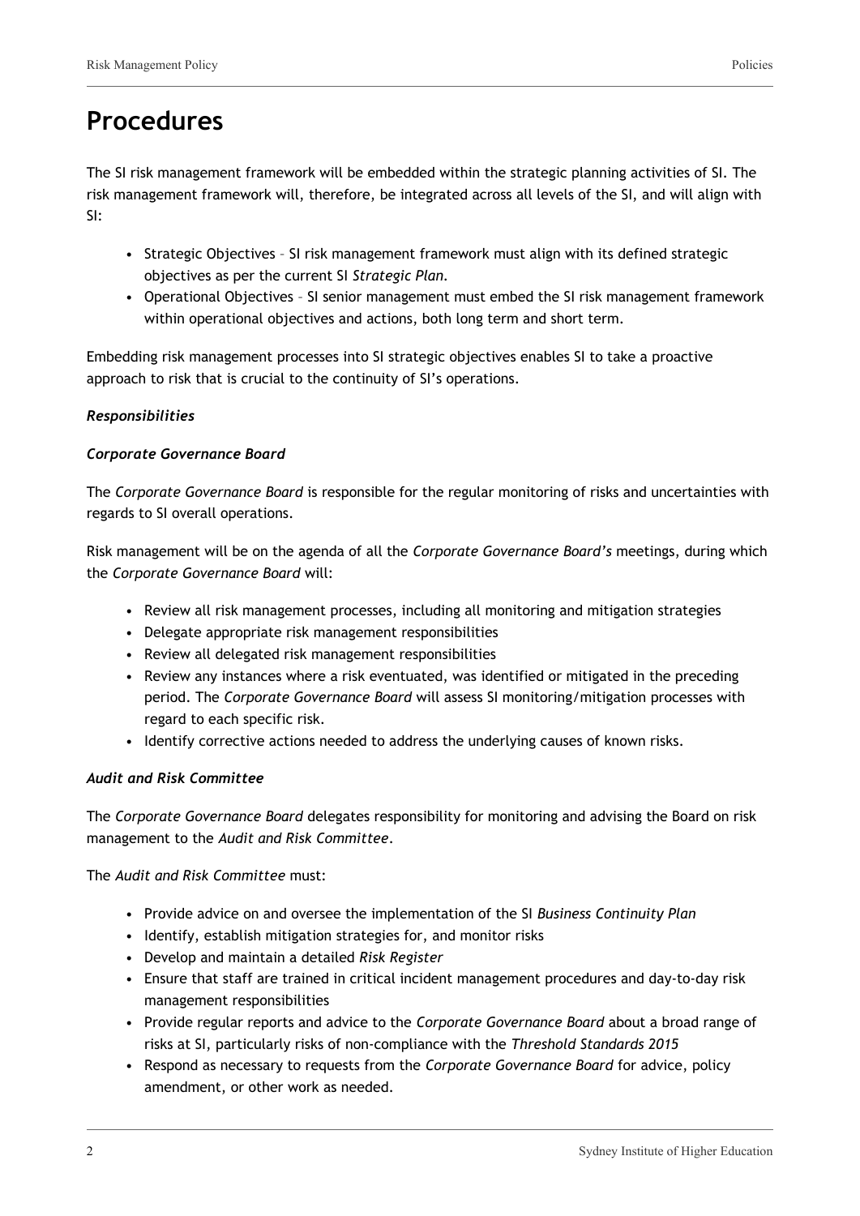# Procedures

The SI risk management framework will be embedded within the strategic planning activities of SI. The risk management framework will, therefore, be integrated across all levels of the SI, and will align with SI:

- Strategic Objectives – SI risk management framework must align with its defined strategic objectives as per the current SI *Strategic Plan*.
- Operational Objectives – SI senior management must embed the SI risk management framework within operational objectives and actions, both long term and short term.

Embedding risk management processes into SI strategic objectives enables SI to take a proactive approach to risk that is crucial to the continuity of SI's operations.

***Responsibilities***

***Corporate Governance Board***

The *Corporate Governance Board* is responsible for the regular monitoring of risks and uncertainties with regards to SI overall operations.

Risk management will be on the agenda of all the *Corporate Governance Board's* meetings, during which the *Corporate Governance Board* will:

- Review all risk management processes, including all monitoring and mitigation strategies
- Delegate appropriate risk management responsibilities
- Review all delegated risk management responsibilities
- Review any instances where a risk eventuated, was identified or mitigated in the preceding period. The *Corporate Governance Board* will assess SI monitoring/mitigation processes with regard to each specific risk.
- Identify corrective actions needed to address the underlying causes of known risks.

***Audit and Risk Committee***

The *Corporate Governance Board* delegates responsibility for monitoring and advising the Board on risk management to the *Audit and Risk Committee*.

The *Audit and Risk Committee* must:

- Provide advice on and oversee the implementation of the SI *Business Continuity Plan*
- Identify, establish mitigation strategies for, and monitor risks
- Develop and maintain a detailed *Risk Register*
- Ensure that staff are trained in critical incident management procedures and day-to-day risk management responsibilities
- Provide regular reports and advice to the *Corporate Governance Board* about a broad range of risks at SI, particularly risks of non-compliance with the *Threshold Standards 2015*
- Respond as necessary to requests from the *Corporate Governance Board* for advice, policy amendment, or other work as needed.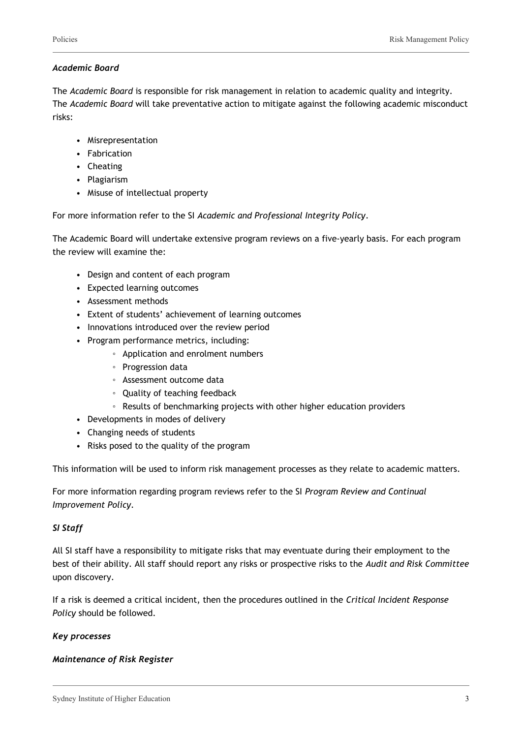### *Academic Board*

The *Academic Board* is responsible for risk management in relation to academic quality and integrity. The *Academic Board* will take preventative action to mitigate against the following academic misconduct risks:

- Misrepresentation
- Fabrication
- Cheating
- Plagiarism
- Misuse of intellectual property

For more information refer to the SI *Academic and Professional Integrity Policy*.

The Academic Board will undertake extensive program reviews on a five-yearly basis. For each program the review will examine the:

- Design and content of each program
- Expected learning outcomes
- Assessment methods
- Extent of students' achievement of learning outcomes
- Innovations introduced over the review period
- Program performance metrics, including:
    - Application and enrolment numbers
    - Progression data
    - Assessment outcome data
    - Quality of teaching feedback
    - Results of benchmarking projects with other higher education providers
- Developments in modes of delivery
- Changing needs of students
- Risks posed to the quality of the program

This information will be used to inform risk management processes as they relate to academic matters.

For more information regarding program reviews refer to the SI *Program Review and Continual Improvement Policy*.

### *SI Staff*

All SI staff have a responsibility to mitigate risks that may eventuate during their employment to the best of their ability. All staff should report any risks or prospective risks to the *Audit and Risk Committee* upon discovery.

If a risk is deemed a critical incident, then the procedures outlined in the *Critical Incident Response Policy* should be followed.

### *Key processes*

### *Maintenance of Risk Register*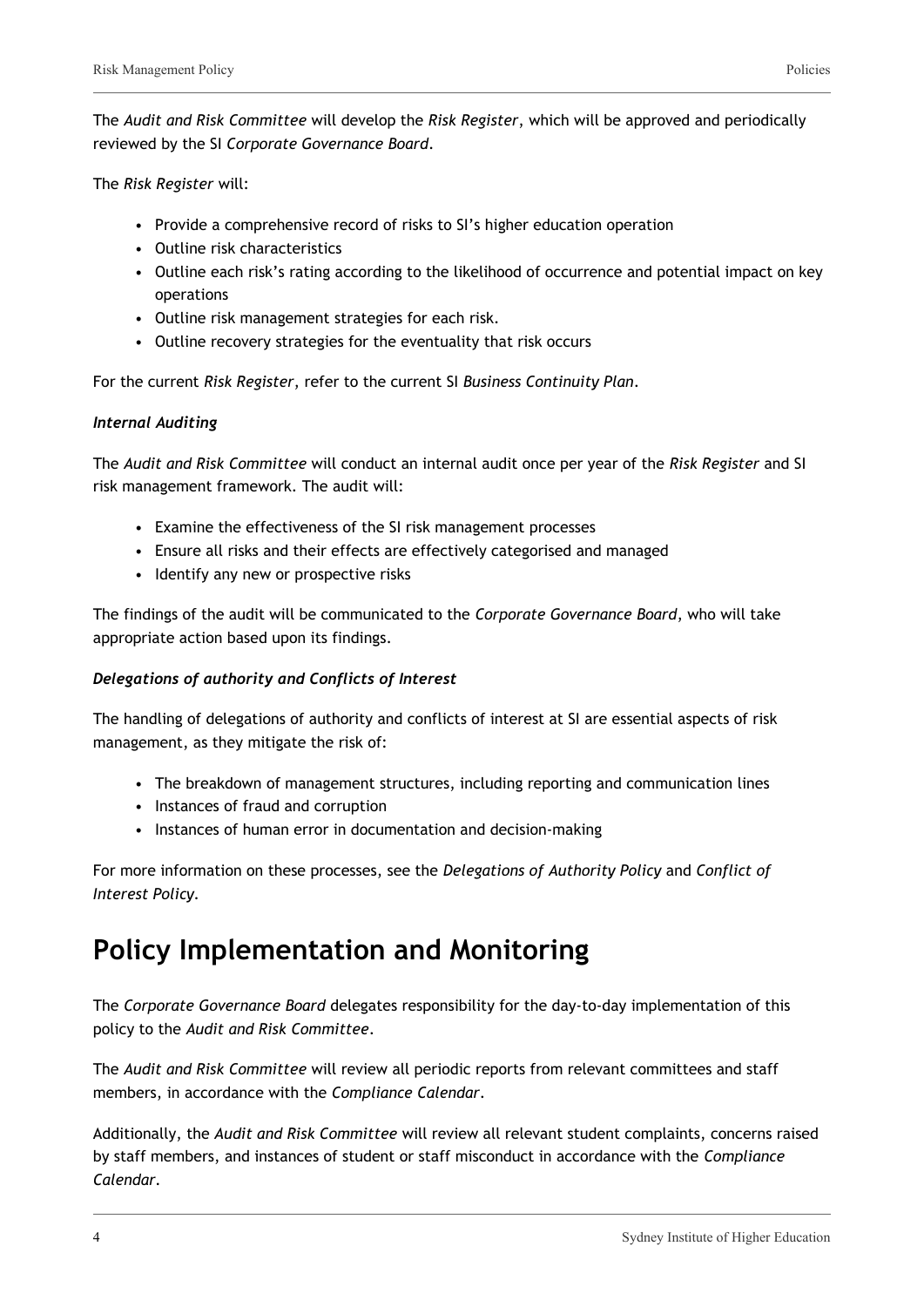The *Audit and Risk Committee* will develop the *Risk Register*, which will be approved and periodically reviewed by the SI *Corporate Governance Board*.

The *Risk Register* will:

- Provide a comprehensive record of risks to SI's higher education operation
- Outline risk characteristics
- Outline each risk's rating according to the likelihood of occurrence and potential impact on key operations
- Outline risk management strategies for each risk.
- Outline recovery strategies for the eventuality that risk occurs

For the current *Risk Register*, refer to the current SI *Business Continuity Plan*.

***Internal Auditing***

The *Audit and Risk Committee* will conduct an internal audit once per year of the *Risk Register* and SI risk management framework. The audit will:

- Examine the effectiveness of the SI risk management processes
- Ensure all risks and their effects are effectively categorised and managed
- Identify any new or prospective risks

The findings of the audit will be communicated to the *Corporate Governance Board*, who will take appropriate action based upon its findings.

***Delegations of authority and Conflicts of Interest***

The handling of delegations of authority and conflicts of interest at SI are essential aspects of risk management, as they mitigate the risk of:

- The breakdown of management structures, including reporting and communication lines
- Instances of fraud and corruption
- Instances of human error in documentation and decision-making

For more information on these processes, see the *Delegations of Authority Policy* and *Conflict of Interest Policy*.

# Policy Implementation and Monitoring

The *Corporate Governance Board* delegates responsibility for the day-to-day implementation of this policy to the *Audit and Risk Committee*.

The *Audit and Risk Committee* will review all periodic reports from relevant committees and staff members, in accordance with the *Compliance Calendar*.

Additionally, the *Audit and Risk Committee* will review all relevant student complaints, concerns raised by staff members, and instances of student or staff misconduct in accordance with the *Compliance Calendar*.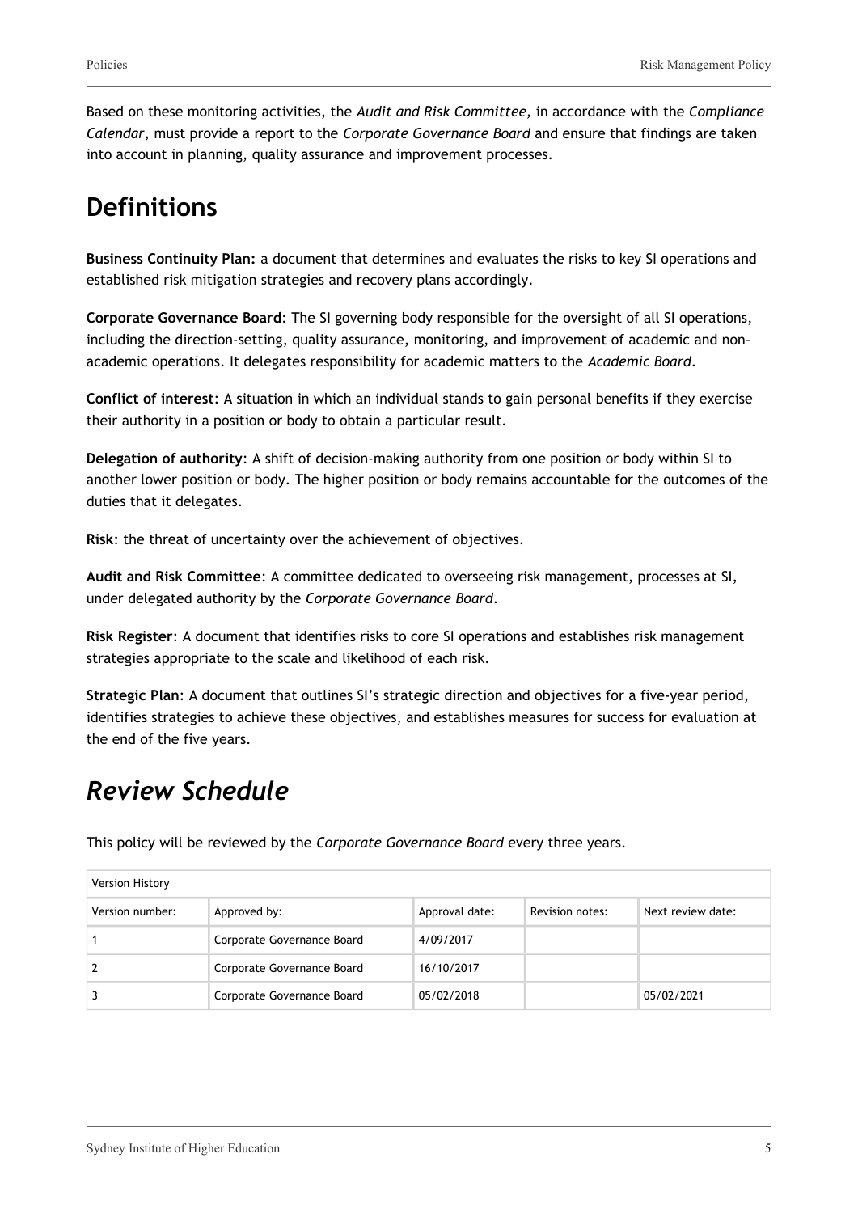Based on these monitoring activities, the *Audit and Risk Committee,* in accordance with the *Compliance Calendar*, must provide a report to the *Corporate Governance Board* and ensure that findings are taken into account in planning, quality assurance and improvement processes.

# Definitions

**Business Continuity Plan:** a document that determines and evaluates the risks to key SI operations and established risk mitigation strategies and recovery plans accordingly.

**Corporate Governance Board**: The SI governing body responsible for the oversight of all SI operations, including the direction-setting, quality assurance, monitoring, and improvement of academic and non-academic operations. It delegates responsibility for academic matters to the *Academic Board*.

**Conflict of interest**: A situation in which an individual stands to gain personal benefits if they exercise their authority in a position or body to obtain a particular result.

**Delegation of authority**: A shift of decision-making authority from one position or body within SI to another lower position or body. The higher position or body remains accountable for the outcomes of the duties that it delegates.

**Risk**: the threat of uncertainty over the achievement of objectives.

**Audit and Risk Committee**: A committee dedicated to overseeing risk management, processes at SI, under delegated authority by the *Corporate Governance Board*.

**Risk Register**: A document that identifies risks to core SI operations and establishes risk management strategies appropriate to the scale and likelihood of each risk.

**Strategic Plan**: A document that outlines SI's strategic direction and objectives for a five-year period, identifies strategies to achieve these objectives, and establishes measures for success for evaluation at the end of the five years.

# *Review Schedule*

This policy will be reviewed by the *Corporate Governance Board* every three years.

| Version History | | | | |
|---|---|---|---|---|
| Version number: | Approved by: | Approval date: | Revision notes: | Next review date: |
| 1 | Corporate Governance Board | 4/09/2017 | | |
| 2 | Corporate Governance Board | 16/10/2017 | | |
| 3 | Corporate Governance Board | 05/02/2018 | | 05/02/2021 |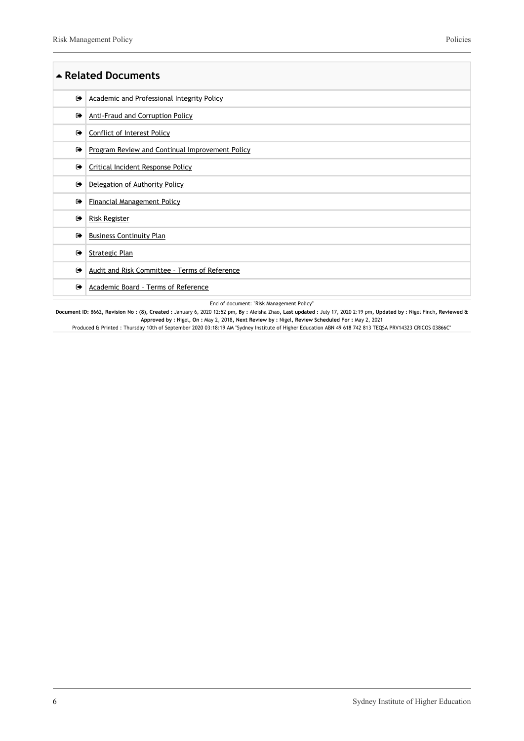## ▲ Related Documents

- Academic and Professional Integrity Policy
- Anti-Fraud and Corruption Policy
- Conflict of Interest Policy
- Program Review and Continual Improvement Policy
- Critical Incident Response Policy
- Delegation of Authority Policy
- Financial Management Policy
- Risk Register
- Business Continuity Plan
- Strategic Plan
- Audit and Risk Committee – Terms of Reference
- Academic Board – Terms of Reference

End of document: "Risk Management Policy"

**Document ID:** 8662, **Revision No : (8), Created :** January 6, 2020 12:52 pm, **By :** Aleisha Zhao, **Last updated :** July 17, 2020 2:19 pm, **Updated by :** Nigel Finch, **Reviewed & Approved by :** Nigel, **On :** May 2, 2018, **Next Review by :** Nigel, **Review Scheduled For :** May 2, 2021

Produced & Printed : Thursday 10th of September 2020 03:18:19 AM "Sydney Institute of Higher Education ABN 49 618 742 813 TEQSA PRV14323 CRICOS 03866C"